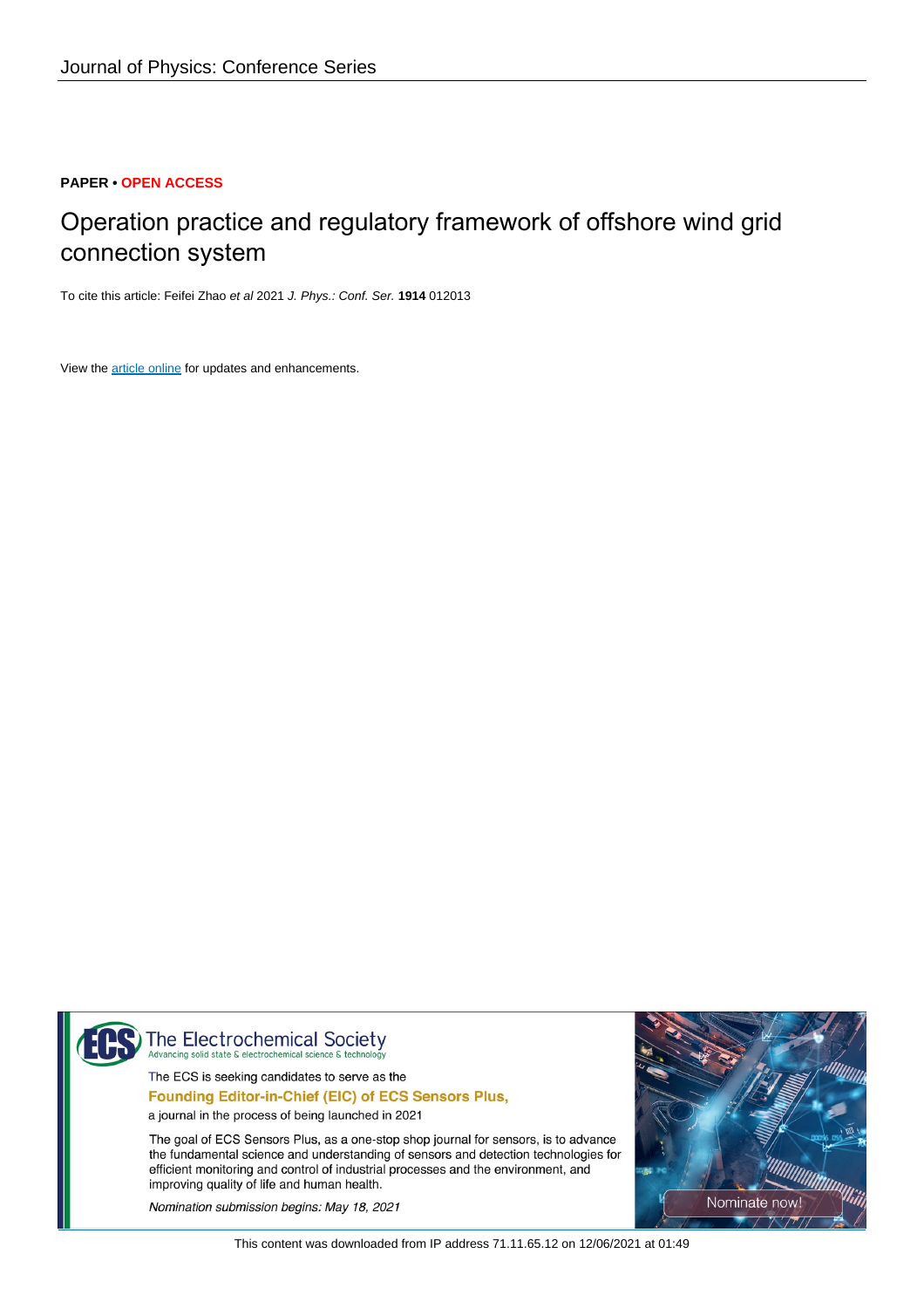PAPER • OPEN ACCESS

# Operation practice and regulatory framework of offshore wind grid connection system

To cite this article: Feifei Zhao *et al* 2021 *J. Phys.: Conf. Ser.* **1914** 012013

View the article online for updates and enhancements.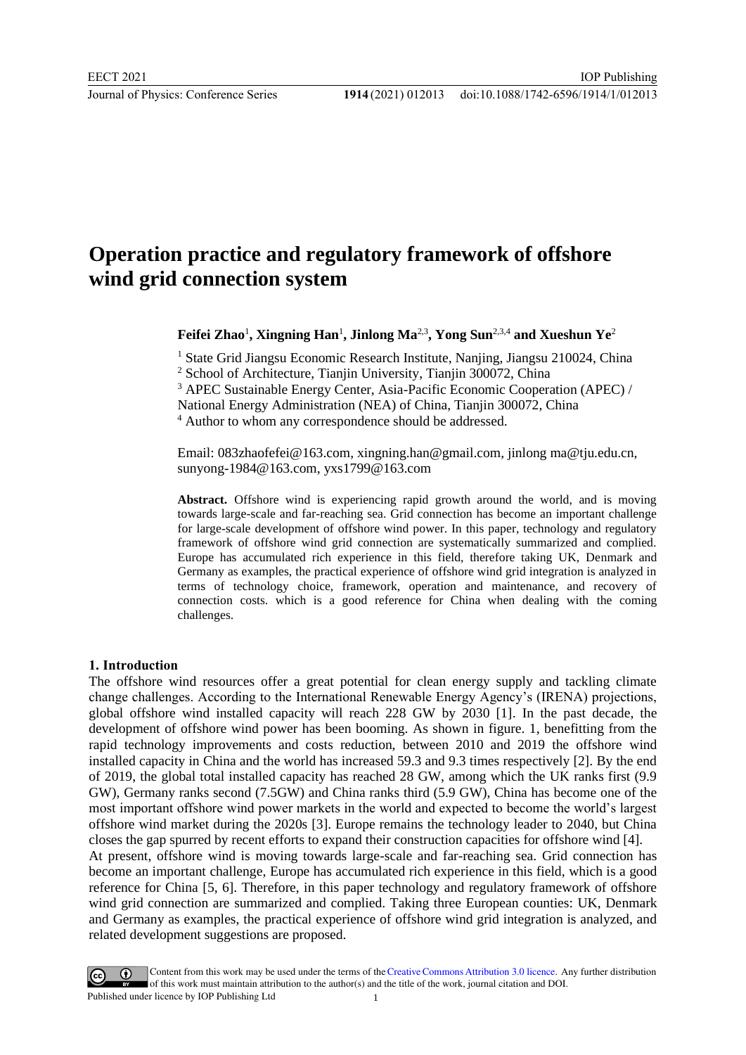# Operation practice and regulatory framework of offshore wind grid connection system

**Feifei Zhao**[1]**, Xingning Han**[1]**, Jinlong Ma**[2,3]**, Yong Sun**[2,3,4] **and Xueshun Ye**[2]

[1] State Grid Jiangsu Economic Research Institute, Nanjing, Jiangsu 210024, China
[2] School of Architecture, Tianjin University, Tianjin 300072, China
[3] APEC Sustainable Energy Center, Asia-Pacific Economic Cooperation (APEC) / National Energy Administration (NEA) of China, Tianjin 300072, China
[4] Author to whom any correspondence should be addressed.

Email: 083zhaofefei@163.com, xingning.han@gmail.com, jinlong ma@tju.edu.cn, sunyong-1984@163.com, yxs1799@163.com

**Abstract.** Offshore wind is experiencing rapid growth around the world, and is moving towards large-scale and far-reaching sea. Grid connection has become an important challenge for large-scale development of offshore wind power. In this paper, technology and regulatory framework of offshore wind grid connection are systematically summarized and complied. Europe has accumulated rich experience in this field, therefore taking UK, Denmark and Germany as examples, the practical experience of offshore wind grid integration is analyzed in terms of technology choice, framework, operation and maintenance, and recovery of connection costs. which is a good reference for China when dealing with the coming challenges.

## 1. Introduction

The offshore wind resources offer a great potential for clean energy supply and tackling climate change challenges. According to the International Renewable Energy Agency's (IRENA) projections, global offshore wind installed capacity will reach 228 GW by 2030 [1]. In the past decade, the development of offshore wind power has been booming. As shown in figure. 1, benefitting from the rapid technology improvements and costs reduction, between 2010 and 2019 the offshore wind installed capacity in China and the world has increased 59.3 and 9.3 times respectively [2]. By the end of 2019, the global total installed capacity has reached 28 GW, among which the UK ranks first (9.9 GW), Germany ranks second (7.5GW) and China ranks third (5.9 GW), China has become one of the most important offshore wind power markets in the world and expected to become the world's largest offshore wind market during the 2020s [3]. Europe remains the technology leader to 2040, but China closes the gap spurred by recent efforts to expand their construction capacities for offshore wind [4].

At present, offshore wind is moving towards large-scale and far-reaching sea. Grid connection has become an important challenge, Europe has accumulated rich experience in this field, which is a good reference for China [5, 6]. Therefore, in this paper technology and regulatory framework of offshore wind grid connection are summarized and complied. Taking three European counties: UK, Denmark and Germany as examples, the practical experience of offshore wind grid integration is analyzed, and related development suggestions are proposed.

Content from this work may be used under the terms of the Creative Commons Attribution 3.0 licence. Any further distribution of this work must maintain attribution to the author(s) and the title of the work, journal citation and DOI.
Published under licence by IOP Publishing Ltd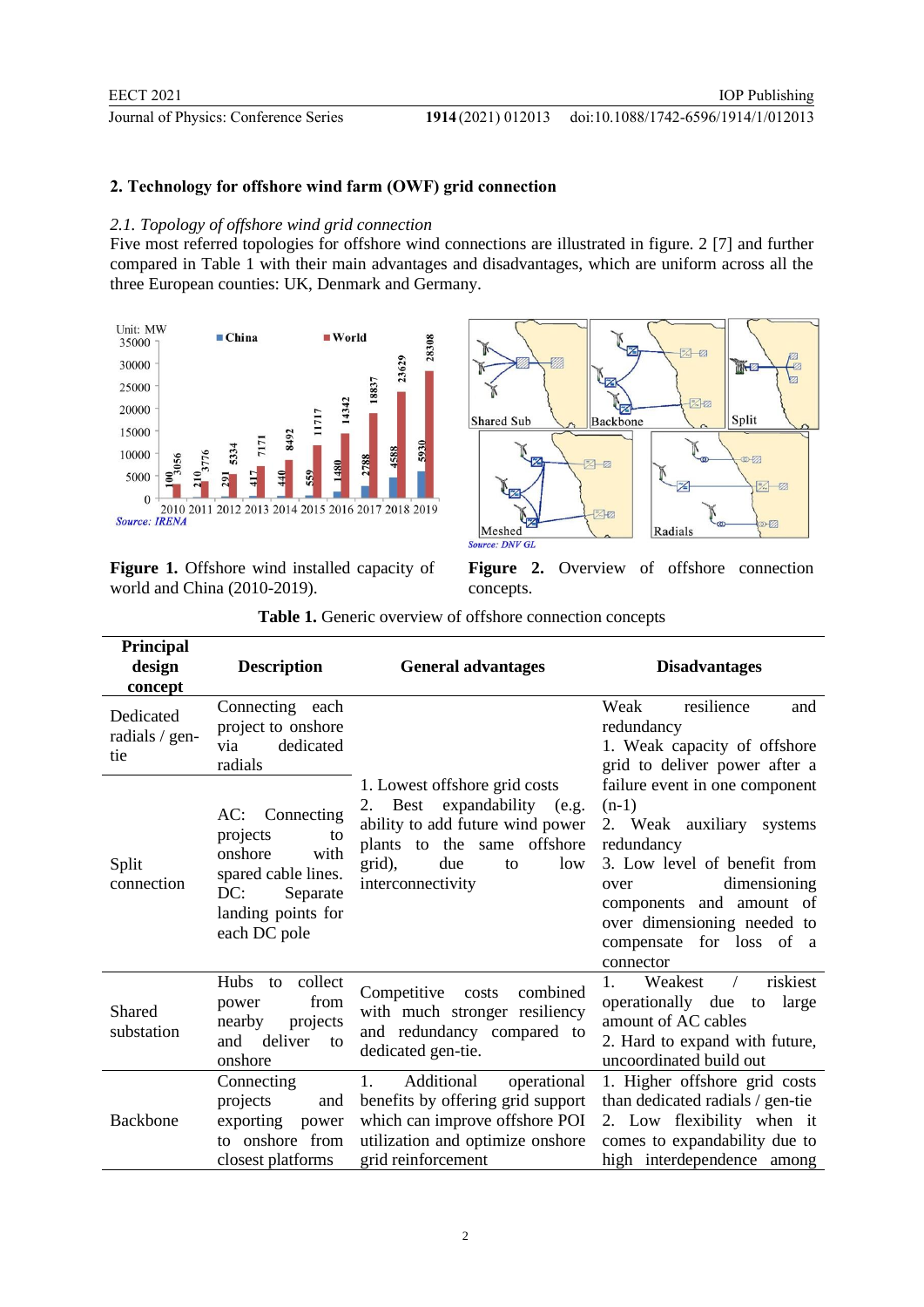## 2. Technology for offshore wind farm (OWF) grid connection

### *2.1. Topology of offshore wind grid connection*

Five most referred topologies for offshore wind connections are illustrated in figure. 2 [7] and further compared in Table 1 with their main advantages and disadvantages, which are uniform across all the three European counties: UK, Denmark and Germany.

**Figure 1.** Offshore wind installed capacity of world and China (2010-2019).

**Figure 2.** Overview of offshore connection concepts.

**Table 1.** Generic overview of offshore connection concepts

| Principal design concept | Description | General advantages | Disadvantages |
|---|---|---|---|
| Dedicated radials / gen-tie | Connecting each project to onshore via dedicated radials | 1. Lowest offshore grid costs 2. Best expandability (e.g. ability to add future wind power plants to the same offshore grid), due to low interconnectivity | Weak resilience and redundancy 1. Weak capacity of offshore grid to deliver power after a failure event in one component (n-1) 2. Weak auxiliary systems redundancy 3. Low level of benefit from over dimensioning components and amount of over dimensioning needed to compensate for loss of a connector |
| Split connection | AC: Connecting projects to onshore with spared cable lines. DC: Separate landing points for each DC pole | | |
| Shared substation | Hubs to collect power from nearby projects and deliver to onshore | Competitive costs combined with much stronger resiliency and redundancy compared to dedicated gen-tie. | 1. Weakest / riskiest operationally due to large amount of AC cables 2. Hard to expand with future, uncoordinated build out |
| Backbone | Connecting projects and exporting power to onshore from closest platforms | 1. Additional operational benefits by offering grid support which can improve offshore POI utilization and optimize onshore grid reinforcement | 1. Higher offshore grid costs than dedicated radials / gen-tie 2. Low flexibility when it comes to expandability due to high interdependence among |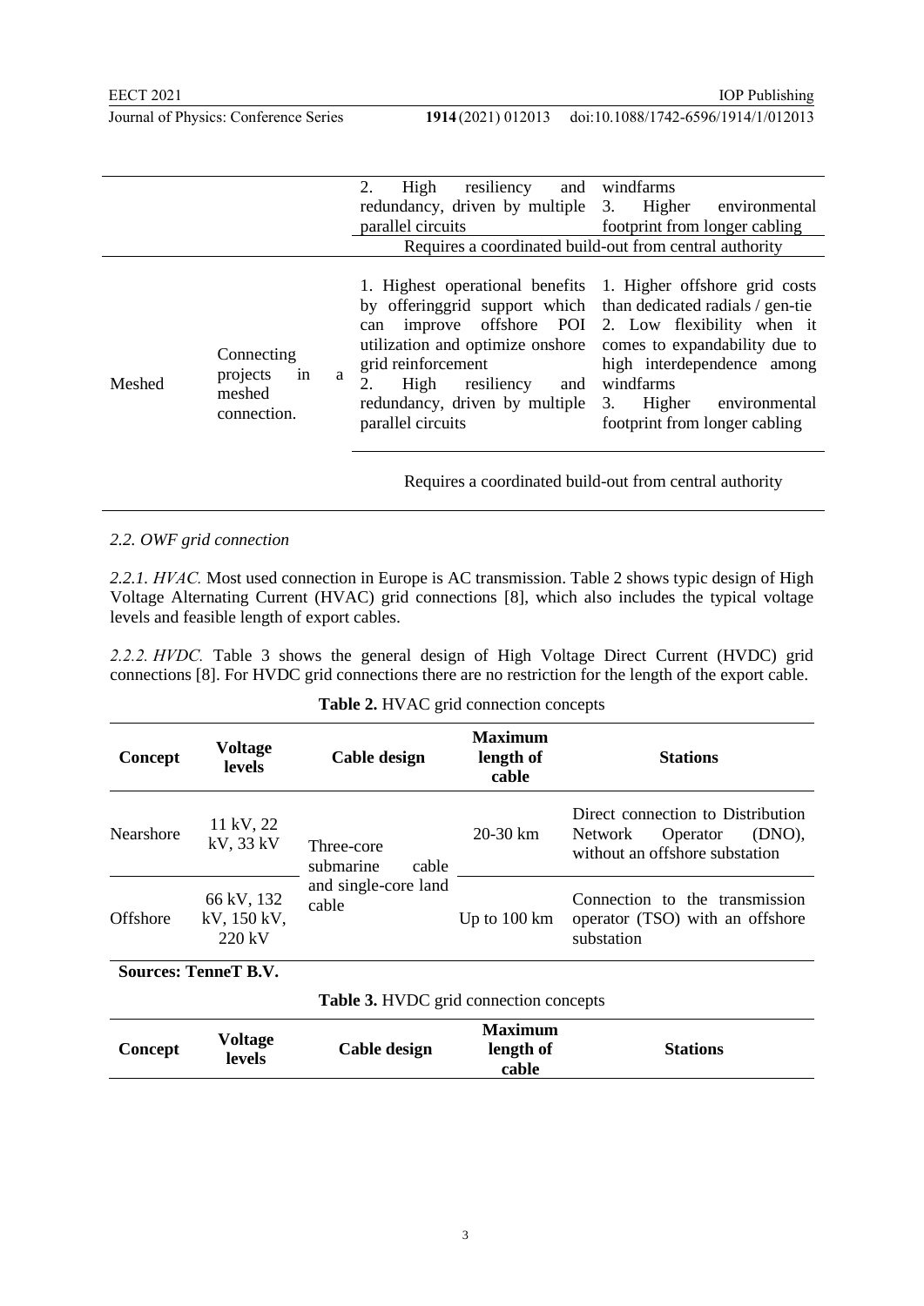| | | | |
|---|---|---|---|
| | | 2. High resiliency and redundancy, driven by multiple parallel circuits | windfarms 3. Higher environmental footprint from longer cabling |
| | | Requires a coordinated build-out from central authority | |
| Meshed | Connecting projects in a meshed connection. | 1. Highest operational benefits by offeringgrid support which can improve offshore POI utilization and optimize onshore grid reinforcement 2. High resiliency and redundancy, driven by multiple parallel circuits | 1. Higher offshore grid costs than dedicated radials / gen-tie 2. Low flexibility when it comes to expandability due to high interdependence among windfarms 3. Higher environmental footprint from longer cabling |
| | | Requires a coordinated build-out from central authority | |

### 2.2. OWF grid connection

*2.2.1. HVAC.* Most used connection in Europe is AC transmission. Table 2 shows typic design of High Voltage Alternating Current (HVAC) grid connections [8], which also includes the typical voltage levels and feasible length of export cables.

*2.2.2. HVDC.* Table 3 shows the general design of High Voltage Direct Current (HVDC) grid connections [8]. For HVDC grid connections there are no restriction for the length of the export cable.

**Table 2.** HVAC grid connection concepts

| Concept | Voltage levels | Cable design | Maximum length of cable | Stations |
|---|---|---|---|---|
| Nearshore | 11 kV, 22 kV, 33 kV | Three-core submarine cable and single-core land cable | 20-30 km | Direct connection to Distribution Network Operator (DNO), without an offshore substation |
| Offshore | 66 kV, 132 kV, 150 kV, 220 kV | | Up to 100 km | Connection to the transmission operator (TSO) with an offshore substation |

**Sources: TenneT B.V.**

**Table 3.** HVDC grid connection concepts

| Concept | Voltage levels | Cable design | Maximum length of cable | Stations |
|---|---|---|---|---|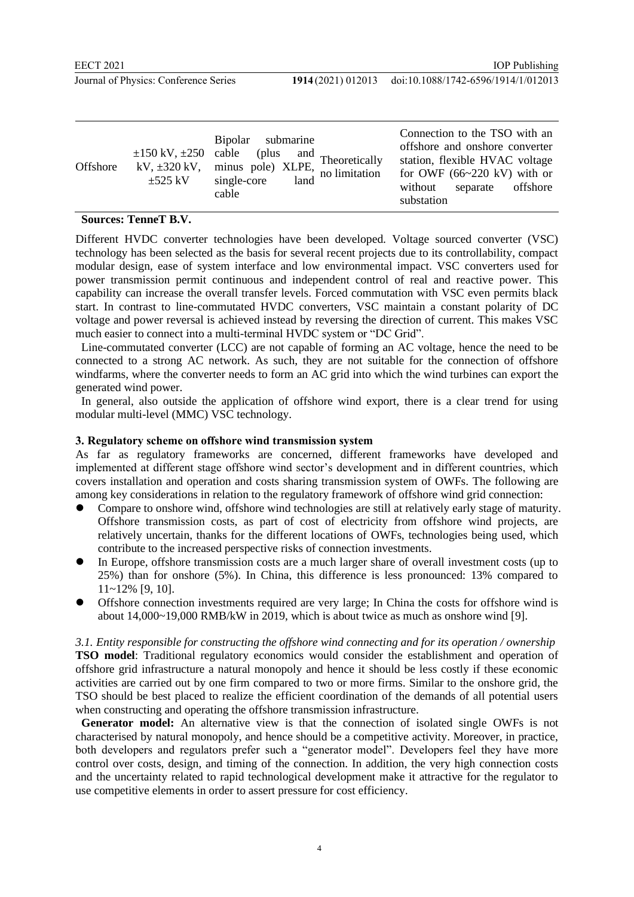| Offshore | ±150 kV, ±250 kV, ±320 kV, ±525 kV | Bipolar submarine cable (plus and minus pole) XLPE, single-core land cable | Theoretically no limitation | Connection to the TSO with an offshore and onshore converter station, flexible HVAC voltage for OWF (66~220 kV) with or without separate offshore substation |
|---|---|---|---|---|

**Sources: TenneT B.V.**

Different HVDC converter technologies have been developed. Voltage sourced converter (VSC) technology has been selected as the basis for several recent projects due to its controllability, compact modular design, ease of system interface and low environmental impact. VSC converters used for power transmission permit continuous and independent control of real and reactive power. This capability can increase the overall transfer levels. Forced commutation with VSC even permits black start. In contrast to line-commutated HVDC converters, VSC maintain a constant polarity of DC voltage and power reversal is achieved instead by reversing the direction of current. This makes VSC much easier to connect into a multi-terminal HVDC system or "DC Grid".

Line-commutated converter (LCC) are not capable of forming an AC voltage, hence the need to be connected to a strong AC network. As such, they are not suitable for the connection of offshore windfarms, where the converter needs to form an AC grid into which the wind turbines can export the generated wind power.

In general, also outside the application of offshore wind export, there is a clear trend for using modular multi-level (MMC) VSC technology.

## 3. Regulatory scheme on offshore wind transmission system

As far as regulatory frameworks are concerned, different frameworks have developed and implemented at different stage offshore wind sector's development and in different countries, which covers installation and operation and costs sharing transmission system of OWFs. The following are among key considerations in relation to the regulatory framework of offshore wind grid connection:

- Compare to onshore wind, offshore wind technologies are still at relatively early stage of maturity. Offshore transmission costs, as part of cost of electricity from offshore wind projects, are relatively uncertain, thanks for the different locations of OWFs, technologies being used, which contribute to the increased perspective risks of connection investments.
- In Europe, offshore transmission costs are a much larger share of overall investment costs (up to 25%) than for onshore (5%). In China, this difference is less pronounced: 13% compared to 11~12% [9, 10].
- Offshore connection investments required are very large; In China the costs for offshore wind is about 14,000~19,000 RMB/kW in 2019, which is about twice as much as onshore wind [9].

### *3.1. Entity responsible for constructing the offshore wind connecting and for its operation / ownership*

**TSO model**: Traditional regulatory economics would consider the establishment and operation of offshore grid infrastructure a natural monopoly and hence it should be less costly if these economic activities are carried out by one firm compared to two or more firms. Similar to the onshore grid, the TSO should be best placed to realize the efficient coordination of the demands of all potential users when constructing and operating the offshore transmission infrastructure.

**Generator model:** An alternative view is that the connection of isolated single OWFs is not characterised by natural monopoly, and hence should be a competitive activity. Moreover, in practice, both developers and regulators prefer such a "generator model". Developers feel they have more control over costs, design, and timing of the connection. In addition, the very high connection costs and the uncertainty related to rapid technological development make it attractive for the regulator to use competitive elements in order to assert pressure for cost efficiency.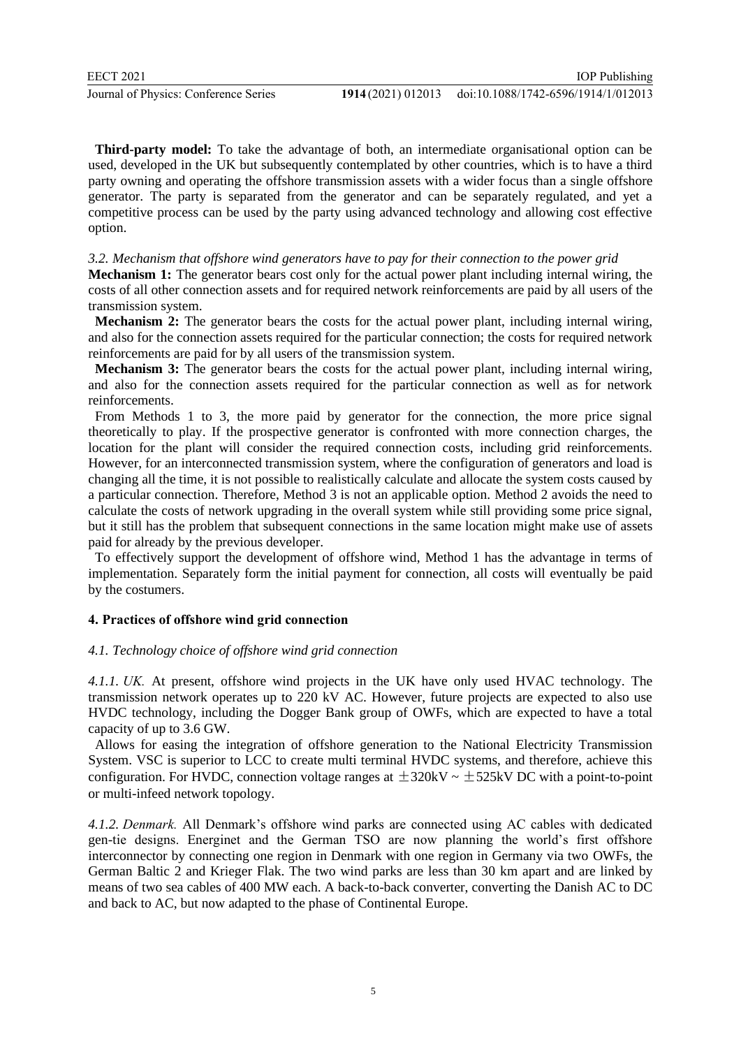**Third-party model:** To take the advantage of both, an intermediate organisational option can be used, developed in the UK but subsequently contemplated by other countries, which is to have a third party owning and operating the offshore transmission assets with a wider focus than a single offshore generator. The party is separated from the generator and can be separately regulated, and yet a competitive process can be used by the party using advanced technology and allowing cost effective option.

### *3.2. Mechanism that offshore wind generators have to pay for their connection to the power grid*

**Mechanism 1:** The generator bears cost only for the actual power plant including internal wiring, the costs of all other connection assets and for required network reinforcements are paid by all users of the transmission system.

**Mechanism 2:** The generator bears the costs for the actual power plant, including internal wiring, and also for the connection assets required for the particular connection; the costs for required network reinforcements are paid for by all users of the transmission system.

**Mechanism 3:** The generator bears the costs for the actual power plant, including internal wiring, and also for the connection assets required for the particular connection as well as for network reinforcements.

From Methods 1 to 3, the more paid by generator for the connection, the more price signal theoretically to play. If the prospective generator is confronted with more connection charges, the location for the plant will consider the required connection costs, including grid reinforcements. However, for an interconnected transmission system, where the configuration of generators and load is changing all the time, it is not possible to realistically calculate and allocate the system costs caused by a particular connection. Therefore, Method 3 is not an applicable option. Method 2 avoids the need to calculate the costs of network upgrading in the overall system while still providing some price signal, but it still has the problem that subsequent connections in the same location might make use of assets paid for already by the previous developer.

To effectively support the development of offshore wind, Method 1 has the advantage in terms of implementation. Separately form the initial payment for connection, all costs will eventually be paid by the costumers.

## 4. Practices of offshore wind grid connection

### *4.1. Technology choice of offshore wind grid connection*

*4.1.1. UK.* At present, offshore wind projects in the UK have only used HVAC technology. The transmission network operates up to 220 kV AC. However, future projects are expected to also use HVDC technology, including the Dogger Bank group of OWFs, which are expected to have a total capacity of up to 3.6 GW.

Allows for easing the integration of offshore generation to the National Electricity Transmission System. VSC is superior to LCC to create multi terminal HVDC systems, and therefore, achieve this configuration. For HVDC, connection voltage ranges at $\pm$320kV ~ $\pm$525kV DC with a point-to-point or multi-infeed network topology.

*4.1.2. Denmark.* All Denmark's offshore wind parks are connected using AC cables with dedicated gen-tie designs. Energinet and the German TSO are now planning the world's first offshore interconnector by connecting one region in Denmark with one region in Germany via two OWFs, the German Baltic 2 and Krieger Flak. The two wind parks are less than 30 km apart and are linked by means of two sea cables of 400 MW each. A back-to-back converter, converting the Danish AC to DC and back to AC, but now adapted to the phase of Continental Europe.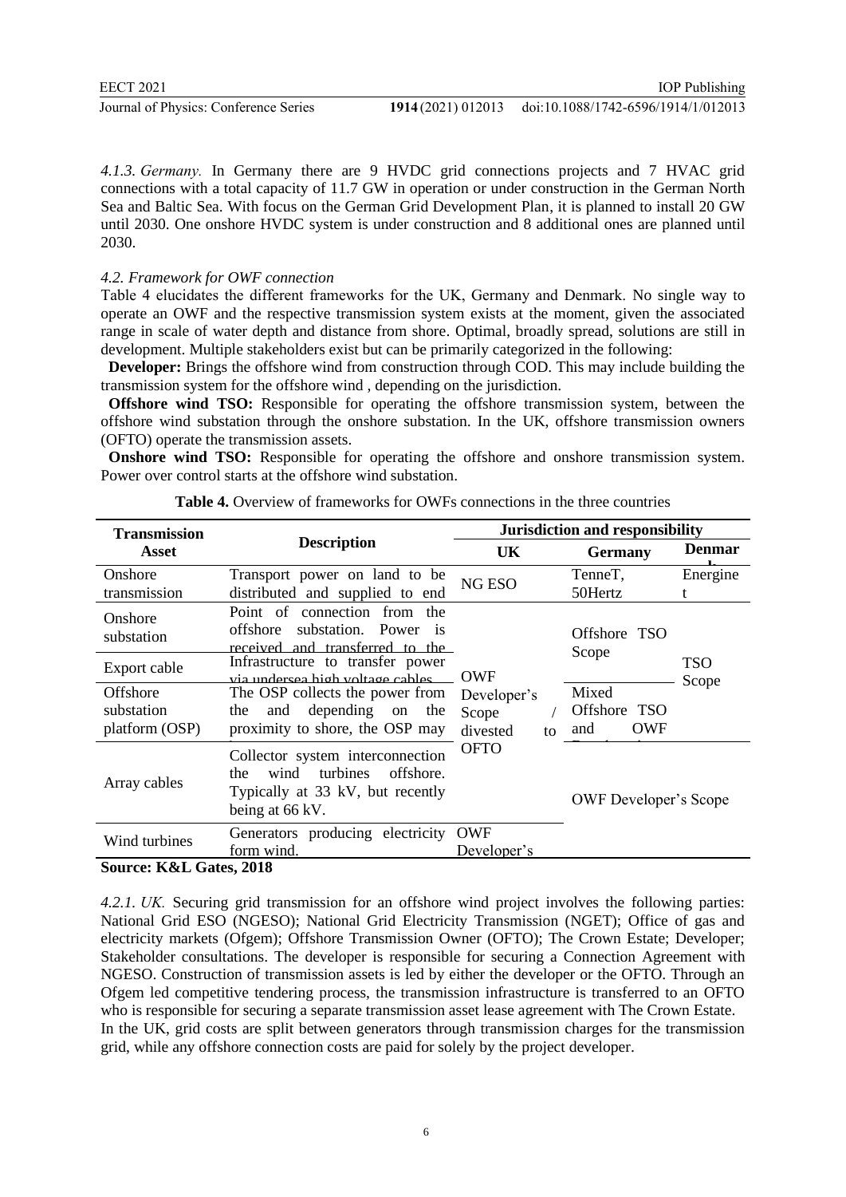*4.1.3. Germany.* In Germany there are 9 HVDC grid connections projects and 7 HVAC grid connections with a total capacity of 11.7 GW in operation or under construction in the German North Sea and Baltic Sea. With focus on the German Grid Development Plan, it is planned to install 20 GW until 2030. One onshore HVDC system is under construction and 8 additional ones are planned until 2030.

### *4.2. Framework for OWF connection*

Table 4 elucidates the different frameworks for the UK, Germany and Denmark. No single way to operate an OWF and the respective transmission system exists at the moment, given the associated range in scale of water depth and distance from shore. Optimal, broadly spread, solutions are still in development. Multiple stakeholders exist but can be primarily categorized in the following:

**Developer:** Brings the offshore wind from construction through COD. This may include building the transmission system for the offshore wind , depending on the jurisdiction.

**Offshore wind TSO:** Responsible for operating the offshore transmission system, between the offshore wind substation through the onshore substation. In the UK, offshore transmission owners (OFTO) operate the transmission assets.

**Onshore wind TSO:** Responsible for operating the offshore and onshore transmission system. Power over control starts at the offshore wind substation.

**Table 4.** Overview of frameworks for OWFs connections in the three countries

| Transmission Asset | Description | Jurisdiction and responsibility | | |
|---|---|---|---|---|
| | | **UK** | **Germany** | **Denmark** |
| Onshore transmission | Transport power on land to be distributed and supplied to end | NG ESO | TenneT, 50Hertz | Energinet |
| Onshore substation | Point of connection from the offshore substation. Power is received and transferred to the | OWF Developer's Scope / divested to OFTO | Offshore TSO Scope | TSO Scope |
| Export cable | Infrastructure to transfer power via undersea high voltage cables | | | |
| Offshore substation platform (OSP) | The OSP collects the power from the and depending on the proximity to shore, the OSP may | | Mixed Offshore TSO and OWF Developer | |
| Array cables | Collector system interconnection the wind turbines offshore. Typically at 33 kV, but recently being at 66 kV. | | OWF Developer's Scope | |
| Wind turbines | Generators producing electricity form wind. | OWF Developer's | | |

**Source: K&L Gates, 2018**

*4.2.1. UK.* Securing grid transmission for an offshore wind project involves the following parties: National Grid ESO (NGESO); National Grid Electricity Transmission (NGET); Office of gas and electricity markets (Ofgem); Offshore Transmission Owner (OFTO); The Crown Estate; Developer; Stakeholder consultations. The developer is responsible for securing a Connection Agreement with NGESO. Construction of transmission assets is led by either the developer or the OFTO. Through an Ofgem led competitive tendering process, the transmission infrastructure is transferred to an OFTO who is responsible for securing a separate transmission asset lease agreement with The Crown Estate.
In the UK, grid costs are split between generators through transmission charges for the transmission grid, while any offshore connection costs are paid for solely by the project developer.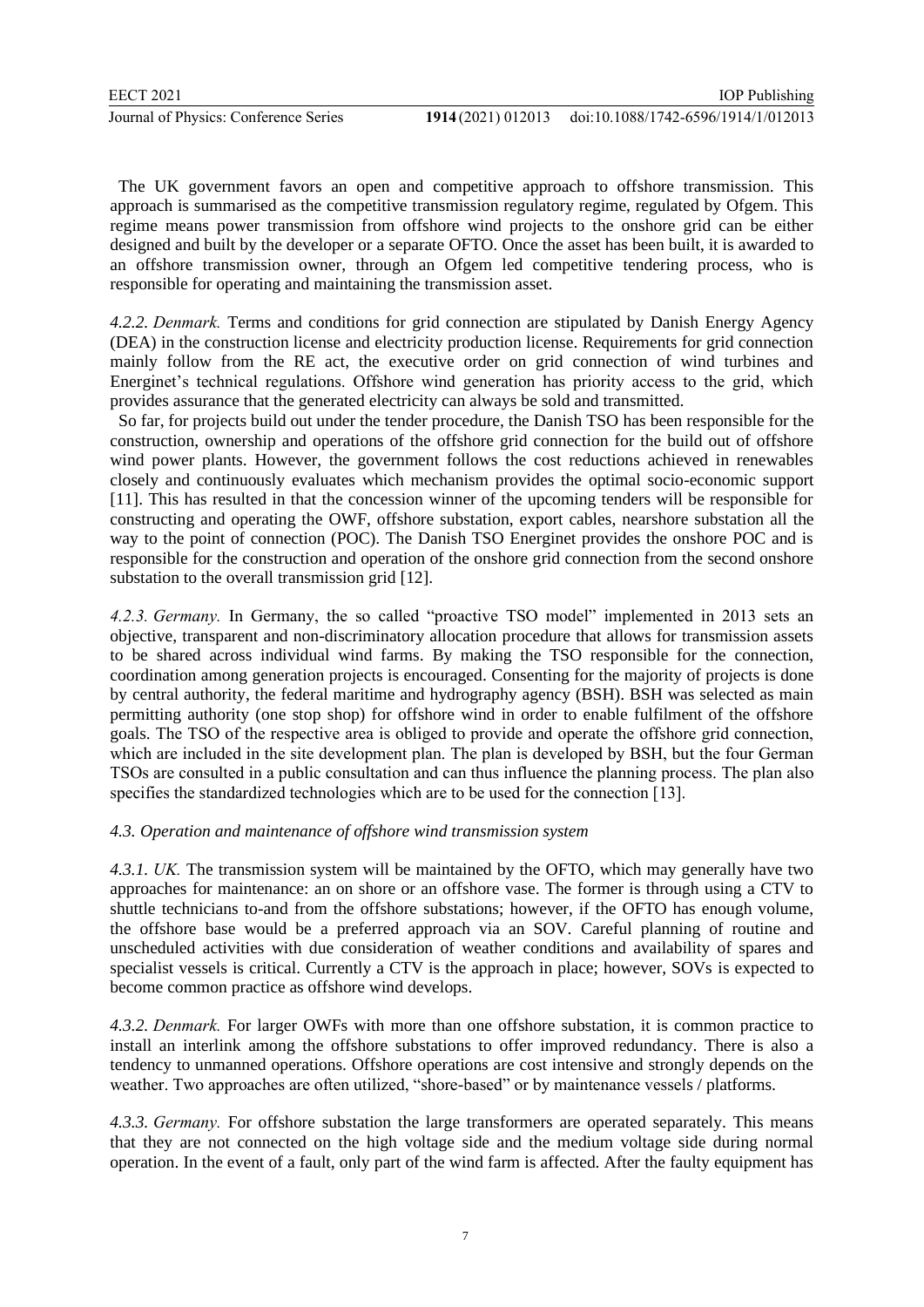The UK government favors an open and competitive approach to offshore transmission. This approach is summarised as the competitive transmission regulatory regime, regulated by Ofgem. This regime means power transmission from offshore wind projects to the onshore grid can be either designed and built by the developer or a separate OFTO. Once the asset has been built, it is awarded to an offshore transmission owner, through an Ofgem led competitive tendering process, who is responsible for operating and maintaining the transmission asset.

*4.2.2. Denmark.* Terms and conditions for grid connection are stipulated by Danish Energy Agency (DEA) in the construction license and electricity production license. Requirements for grid connection mainly follow from the RE act, the executive order on grid connection of wind turbines and Energinet's technical regulations. Offshore wind generation has priority access to the grid, which provides assurance that the generated electricity can always be sold and transmitted.

So far, for projects build out under the tender procedure, the Danish TSO has been responsible for the construction, ownership and operations of the offshore grid connection for the build out of offshore wind power plants. However, the government follows the cost reductions achieved in renewables closely and continuously evaluates which mechanism provides the optimal socio-economic support [11]. This has resulted in that the concession winner of the upcoming tenders will be responsible for constructing and operating the OWF, offshore substation, export cables, nearshore substation all the way to the point of connection (POC). The Danish TSO Energinet provides the onshore POC and is responsible for the construction and operation of the onshore grid connection from the second onshore substation to the overall transmission grid [12].

*4.2.3. Germany.* In Germany, the so called "proactive TSO model" implemented in 2013 sets an objective, transparent and non-discriminatory allocation procedure that allows for transmission assets to be shared across individual wind farms. By making the TSO responsible for the connection, coordination among generation projects is encouraged. Consenting for the majority of projects is done by central authority, the federal maritime and hydrography agency (BSH). BSH was selected as main permitting authority (one stop shop) for offshore wind in order to enable fulfilment of the offshore goals. The TSO of the respective area is obliged to provide and operate the offshore grid connection, which are included in the site development plan. The plan is developed by BSH, but the four German TSOs are consulted in a public consultation and can thus influence the planning process. The plan also specifies the standardized technologies which are to be used for the connection [13].

### *4.3. Operation and maintenance of offshore wind transmission system*

*4.3.1. UK.* The transmission system will be maintained by the OFTO, which may generally have two approaches for maintenance: an on shore or an offshore vase. The former is through using a CTV to shuttle technicians to-and from the offshore substations; however, if the OFTO has enough volume, the offshore base would be a preferred approach via an SOV. Careful planning of routine and unscheduled activities with due consideration of weather conditions and availability of spares and specialist vessels is critical. Currently a CTV is the approach in place; however, SOVs is expected to become common practice as offshore wind develops.

*4.3.2. Denmark.* For larger OWFs with more than one offshore substation, it is common practice to install an interlink among the offshore substations to offer improved redundancy. There is also a tendency to unmanned operations. Offshore operations are cost intensive and strongly depends on the weather. Two approaches are often utilized, "shore-based" or by maintenance vessels / platforms.

*4.3.3. Germany.* For offshore substation the large transformers are operated separately. This means that they are not connected on the high voltage side and the medium voltage side during normal operation. In the event of a fault, only part of the wind farm is affected. After the faulty equipment has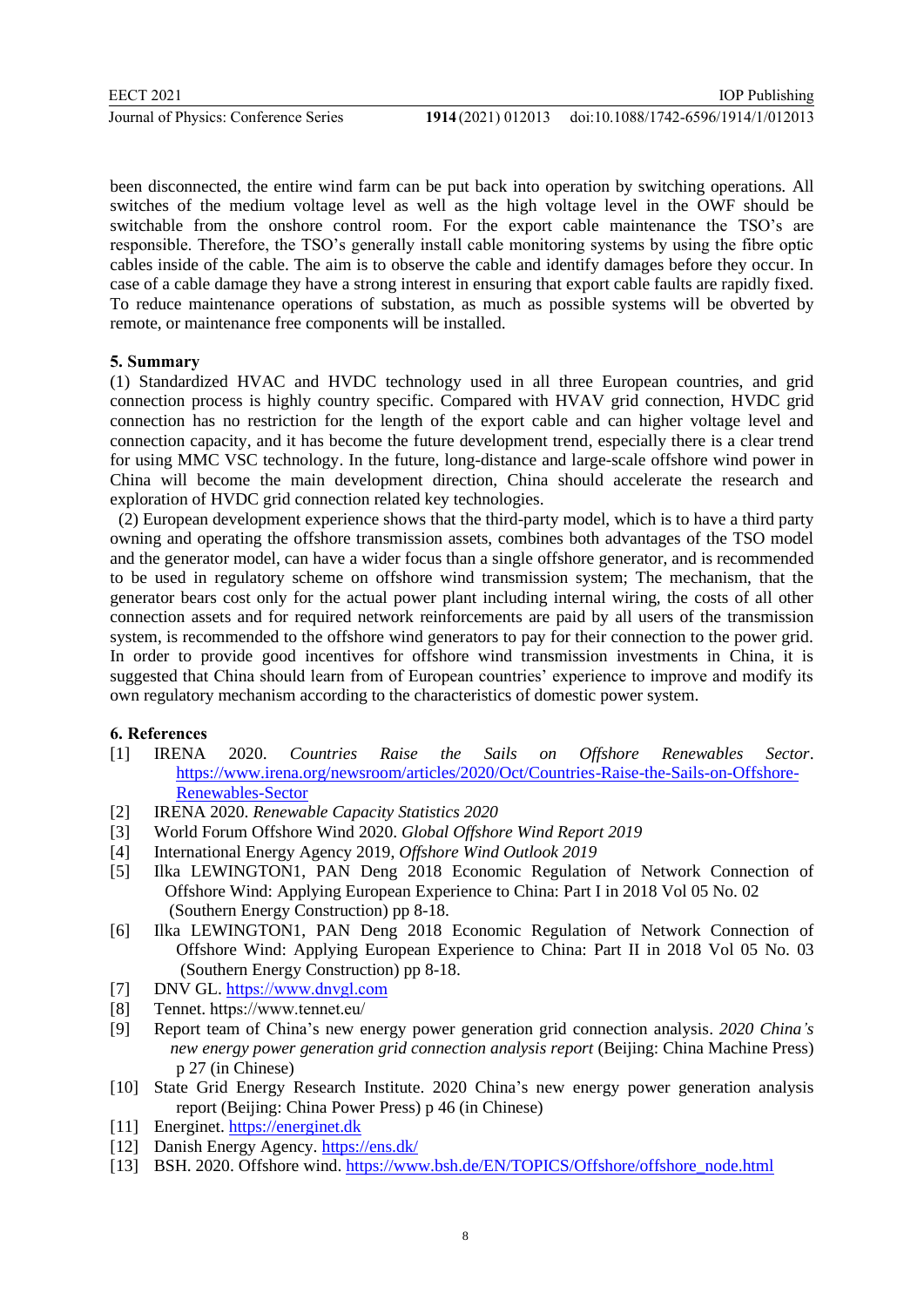been disconnected, the entire wind farm can be put back into operation by switching operations. All switches of the medium voltage level as well as the high voltage level in the OWF should be switchable from the onshore control room. For the export cable maintenance the TSO's are responsible. Therefore, the TSO's generally install cable monitoring systems by using the fibre optic cables inside of the cable. The aim is to observe the cable and identify damages before they occur. In case of a cable damage they have a strong interest in ensuring that export cable faults are rapidly fixed. To reduce maintenance operations of substation, as much as possible systems will be obverted by remote, or maintenance free components will be installed.

## 5. Summary

(1) Standardized HVAC and HVDC technology used in all three European countries, and grid connection process is highly country specific. Compared with HVAV grid connection, HVDC grid connection has no restriction for the length of the export cable and can higher voltage level and connection capacity, and it has become the future development trend, especially there is a clear trend for using MMC VSC technology. In the future, long-distance and large-scale offshore wind power in China will become the main development direction, China should accelerate the research and exploration of HVDC grid connection related key technologies.

(2) European development experience shows that the third-party model, which is to have a third party owning and operating the offshore transmission assets, combines both advantages of the TSO model and the generator model, can have a wider focus than a single offshore generator, and is recommended to be used in regulatory scheme on offshore wind transmission system; The mechanism, that the generator bears cost only for the actual power plant including internal wiring, the costs of all other connection assets and for required network reinforcements are paid by all users of the transmission system, is recommended to the offshore wind generators to pay for their connection to the power grid. In order to provide good incentives for offshore wind transmission investments in China, it is suggested that China should learn from of European countries' experience to improve and modify its own regulatory mechanism according to the characteristics of domestic power system.

## 6. References

[1] IRENA 2020. *Countries Raise the Sails on Offshore Renewables Sector*. https://www.irena.org/newsroom/articles/2020/Oct/Countries-Raise-the-Sails-on-Offshore-Renewables-Sector

[2] IRENA 2020. *Renewable Capacity Statistics 2020*

[3] World Forum Offshore Wind 2020. *Global Offshore Wind Report 2019*

[4] International Energy Agency 2019, *Offshore Wind Outlook 2019*

[5] Ilka LEWINGTON1, PAN Deng 2018 Economic Regulation of Network Connection of Offshore Wind: Applying European Experience to China: Part I in 2018 Vol 05 No. 02 (Southern Energy Construction) pp 8-18.

[6] Ilka LEWINGTON1, PAN Deng 2018 Economic Regulation of Network Connection of Offshore Wind: Applying European Experience to China: Part II in 2018 Vol 05 No. 03 (Southern Energy Construction) pp 8-18.

[7] DNV GL. https://www.dnvgl.com

[8] Tennet. https://www.tennet.eu/

[9] Report team of China's new energy power generation grid connection analysis. *2020 China's new energy power generation grid connection analysis report* (Beijing: China Machine Press) p 27 (in Chinese)

[10] State Grid Energy Research Institute. 2020 China's new energy power generation analysis report (Beijing: China Power Press) p 46 (in Chinese)

[11] Energinet. https://energinet.dk

[12] Danish Energy Agency. https://ens.dk/

[13] BSH. 2020. Offshore wind. https://www.bsh.de/EN/TOPICS/Offshore/offshore_node.html